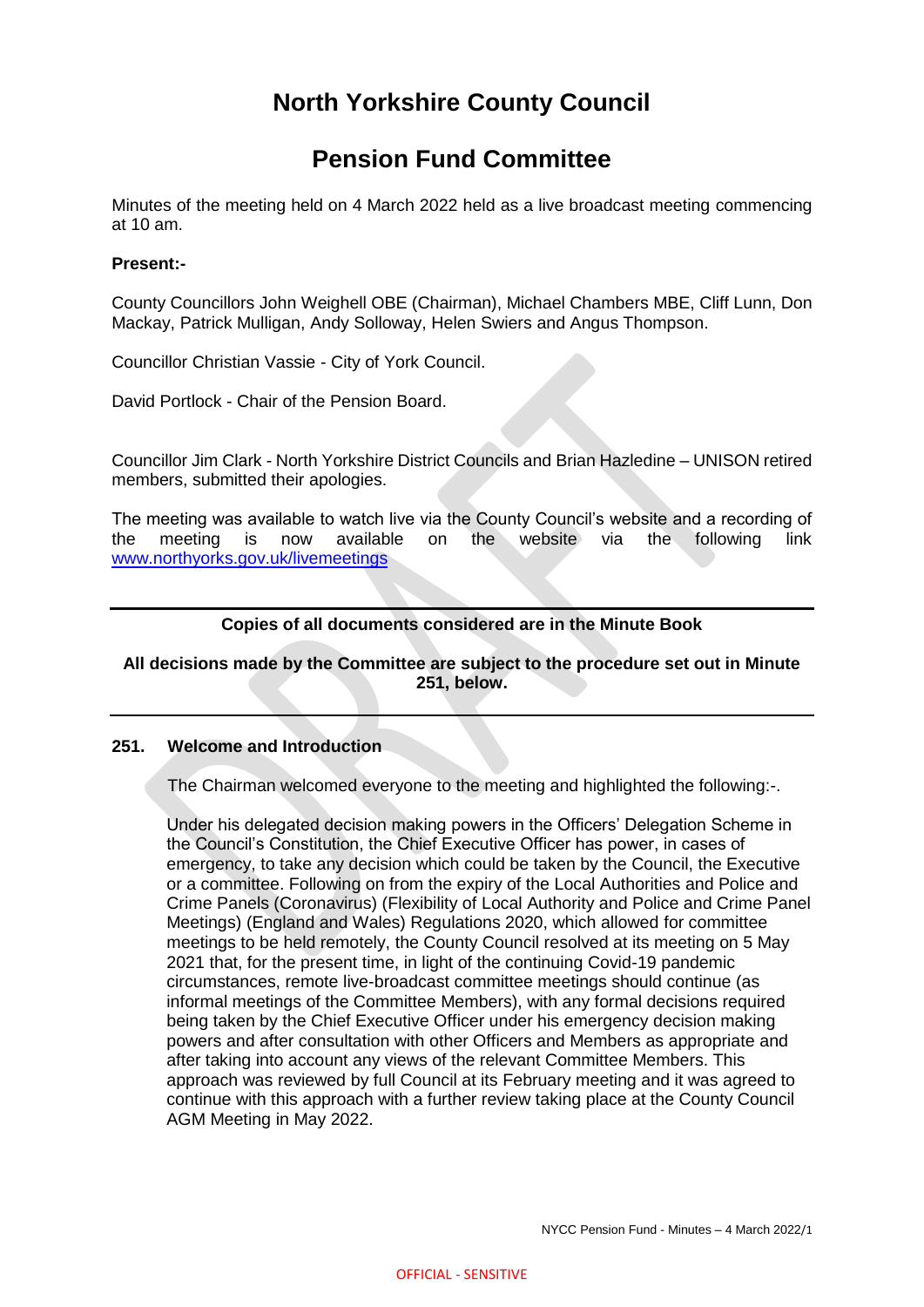# North Yorkshire County Council

# Pension Fund Committee

Minutes of the meeting held on 4 March 2022 held as a live broadcast meeting commencing at 10 am.

**Present:-**

County Councillors John Weighell OBE (Chairman), Michael Chambers MBE, Cliff Lunn, Don Mackay, Patrick Mulligan, Andy Solloway, Helen Swiers and Angus Thompson.

Councillor Christian Vassie - City of York Council.

David Portlock - Chair of the Pension Board.

Councillor Jim Clark - North Yorkshire District Councils and Brian Hazledine – UNISON retired members, submitted their apologies.

The meeting was available to watch live via the County Council's website and a recording of the meeting is now available on the website via the following link [www.northyorks.gov.uk/livemeetings](www.northyorks.gov.uk/livemeetings)

---

**Copies of all documents considered are in the Minute Book**

**All decisions made by the Committee are subject to the procedure set out in Minute 251, below.**

---

**251. Welcome and Introduction**

The Chairman welcomed everyone to the meeting and highlighted the following:-.

Under his delegated decision making powers in the Officers' Delegation Scheme in the Council's Constitution, the Chief Executive Officer has power, in cases of emergency, to take any decision which could be taken by the Council, the Executive or a committee. Following on from the expiry of the Local Authorities and Police and Crime Panels (Coronavirus) (Flexibility of Local Authority and Police and Crime Panel Meetings) (England and Wales) Regulations 2020, which allowed for committee meetings to be held remotely, the County Council resolved at its meeting on 5 May 2021 that, for the present time, in light of the continuing Covid-19 pandemic circumstances, remote live-broadcast committee meetings should continue (as informal meetings of the Committee Members), with any formal decisions required being taken by the Chief Executive Officer under his emergency decision making powers and after consultation with other Officers and Members as appropriate and after taking into account any views of the relevant Committee Members. This approach was reviewed by full Council at its February meeting and it was agreed to continue with this approach with a further review taking place at the County Council AGM Meeting in May 2022.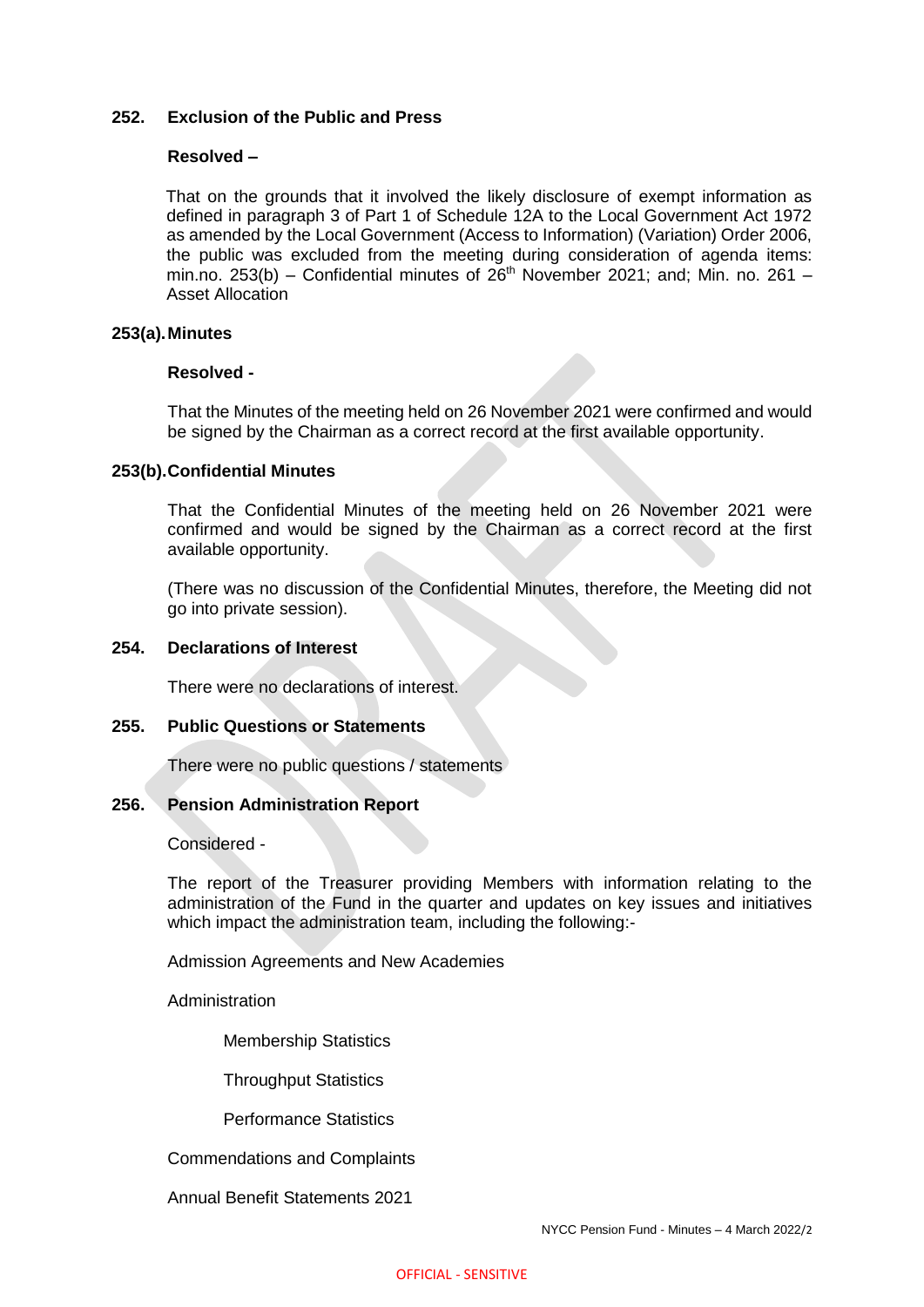## 252. Exclusion of the Public and Press

**Resolved –**

That on the grounds that it involved the likely disclosure of exempt information as defined in paragraph 3 of Part 1 of Schedule 12A to the Local Government Act 1972 as amended by the Local Government (Access to Information) (Variation) Order 2006, the public was excluded from the meeting during consideration of agenda items: min.no. 253(b) – Confidential minutes of 26th November 2021; and; Min. no. 261 – Asset Allocation

## 253(a). Minutes

**Resolved -**

That the Minutes of the meeting held on 26 November 2021 were confirmed and would be signed by the Chairman as a correct record at the first available opportunity.

## 253(b). Confidential Minutes

That the Confidential Minutes of the meeting held on 26 November 2021 were confirmed and would be signed by the Chairman as a correct record at the first available opportunity.

(There was no discussion of the Confidential Minutes, therefore, the Meeting did not go into private session).

## 254. Declarations of Interest

There were no declarations of interest.

## 255. Public Questions or Statements

There were no public questions / statements

## 256. Pension Administration Report

Considered -

The report of the Treasurer providing Members with information relating to the administration of the Fund in the quarter and updates on key issues and initiatives which impact the administration team, including the following:-

Admission Agreements and New Academies

Administration

- Membership Statistics
- Throughput Statistics
- Performance Statistics

Commendations and Complaints

Annual Benefit Statements 2021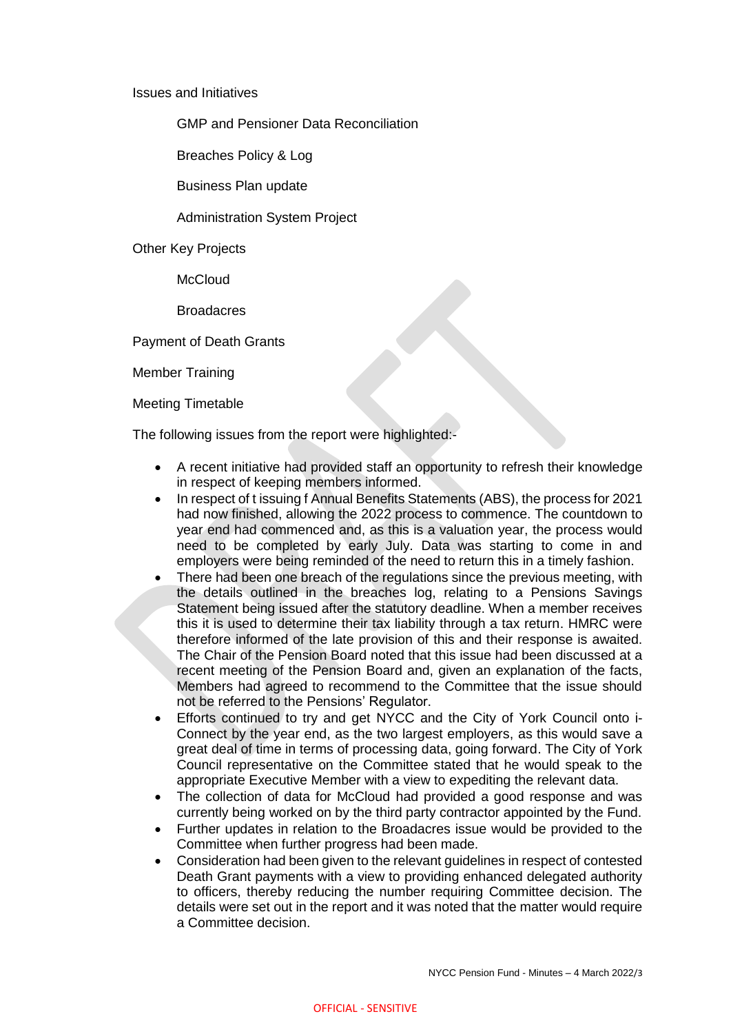Issues and Initiatives

GMP and Pensioner Data Reconciliation

Breaches Policy & Log

Business Plan update

Administration System Project

Other Key Projects

McCloud

Broadacres

Payment of Death Grants

Member Training

Meeting Timetable

The following issues from the report were highlighted:-

- A recent initiative had provided staff an opportunity to refresh their knowledge in respect of keeping members informed.
- In respect of t issuing f Annual Benefits Statements (ABS), the process for 2021 had now finished, allowing the 2022 process to commence. The countdown to year end had commenced and, as this is a valuation year, the process would need to be completed by early July. Data was starting to come in and employers were being reminded of the need to return this in a timely fashion.
- There had been one breach of the regulations since the previous meeting, with the details outlined in the breaches log, relating to a Pensions Savings Statement being issued after the statutory deadline. When a member receives this it is used to determine their tax liability through a tax return. HMRC were therefore informed of the late provision of this and their response is awaited. The Chair of the Pension Board noted that this issue had been discussed at a recent meeting of the Pension Board and, given an explanation of the facts, Members had agreed to recommend to the Committee that the issue should not be referred to the Pensions' Regulator.
- Efforts continued to try and get NYCC and the City of York Council onto i-Connect by the year end, as the two largest employers, as this would save a great deal of time in terms of processing data, going forward. The City of York Council representative on the Committee stated that he would speak to the appropriate Executive Member with a view to expediting the relevant data.
- The collection of data for McCloud had provided a good response and was currently being worked on by the third party contractor appointed by the Fund.
- Further updates in relation to the Broadacres issue would be provided to the Committee when further progress had been made.
- Consideration had been given to the relevant guidelines in respect of contested Death Grant payments with a view to providing enhanced delegated authority to officers, thereby reducing the number requiring Committee decision. The details were set out in the report and it was noted that the matter would require a Committee decision.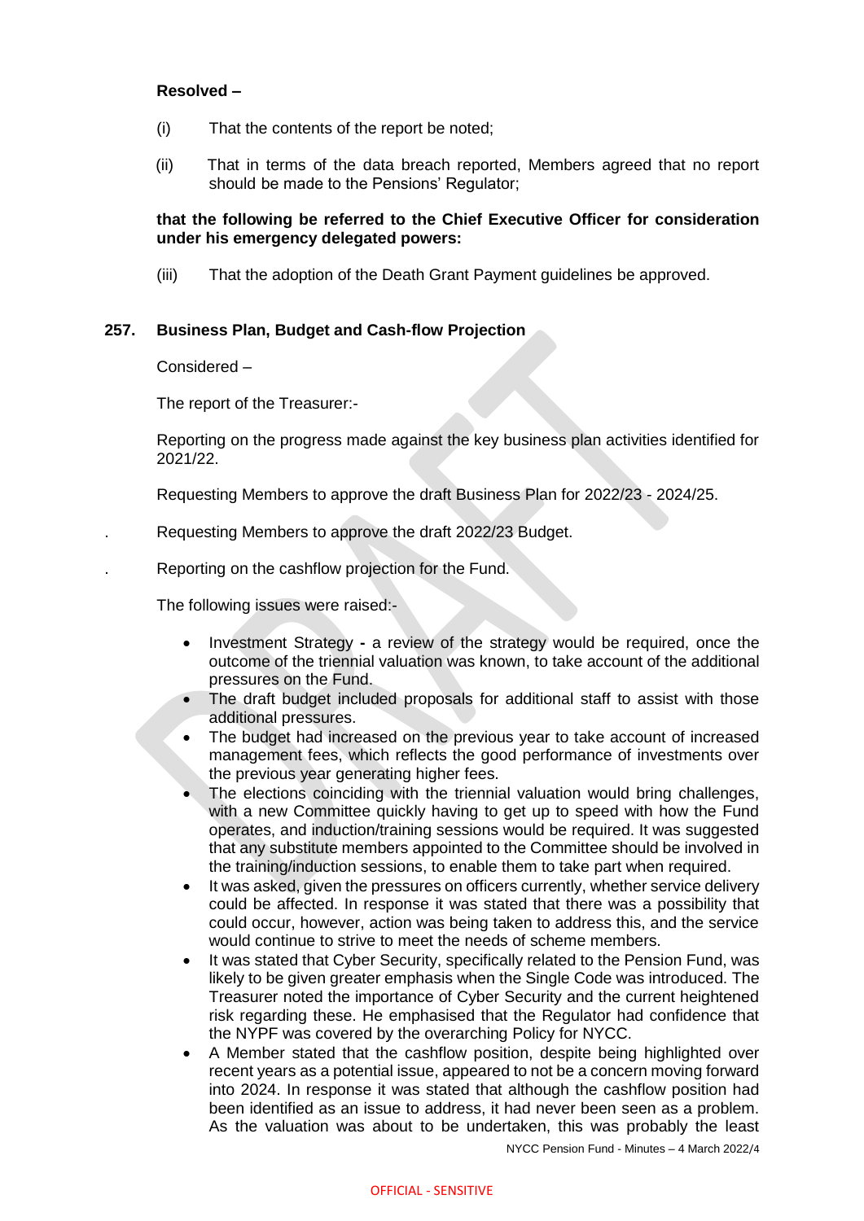**Resolved –**

(i) That the contents of the report be noted;

(ii) That in terms of the data breach reported, Members agreed that no report should be made to the Pensions' Regulator;

**that the following be referred to the Chief Executive Officer for consideration under his emergency delegated powers:**

(iii) That the adoption of the Death Grant Payment guidelines be approved.

### 257. Business Plan, Budget and Cash-flow Projection

Considered –

The report of the Treasurer:-

Reporting on the progress made against the key business plan activities identified for 2021/22.

Requesting Members to approve the draft Business Plan for 2022/23 - 2024/25.

. Requesting Members to approve the draft 2022/23 Budget.

. Reporting on the cashflow projection for the Fund.

The following issues were raised:-

- Investment Strategy **-** a review of the strategy would be required, once the outcome of the triennial valuation was known, to take account of the additional pressures on the Fund.
- The draft budget included proposals for additional staff to assist with those additional pressures.
- The budget had increased on the previous year to take account of increased management fees, which reflects the good performance of investments over the previous year generating higher fees.
- The elections coinciding with the triennial valuation would bring challenges, with a new Committee quickly having to get up to speed with how the Fund operates, and induction/training sessions would be required. It was suggested that any substitute members appointed to the Committee should be involved in the training/induction sessions, to enable them to take part when required.
- It was asked, given the pressures on officers currently, whether service delivery could be affected. In response it was stated that there was a possibility that could occur, however, action was being taken to address this, and the service would continue to strive to meet the needs of scheme members.
- It was stated that Cyber Security, specifically related to the Pension Fund, was likely to be given greater emphasis when the Single Code was introduced. The Treasurer noted the importance of Cyber Security and the current heightened risk regarding these. He emphasised that the Regulator had confidence that the NYPF was covered by the overarching Policy for NYCC.
- A Member stated that the cashflow position, despite being highlighted over recent years as a potential issue, appeared to not be a concern moving forward into 2024. In response it was stated that although the cashflow position had been identified as an issue to address, it had never been seen as a problem. As the valuation was about to be undertaken, this was probably the least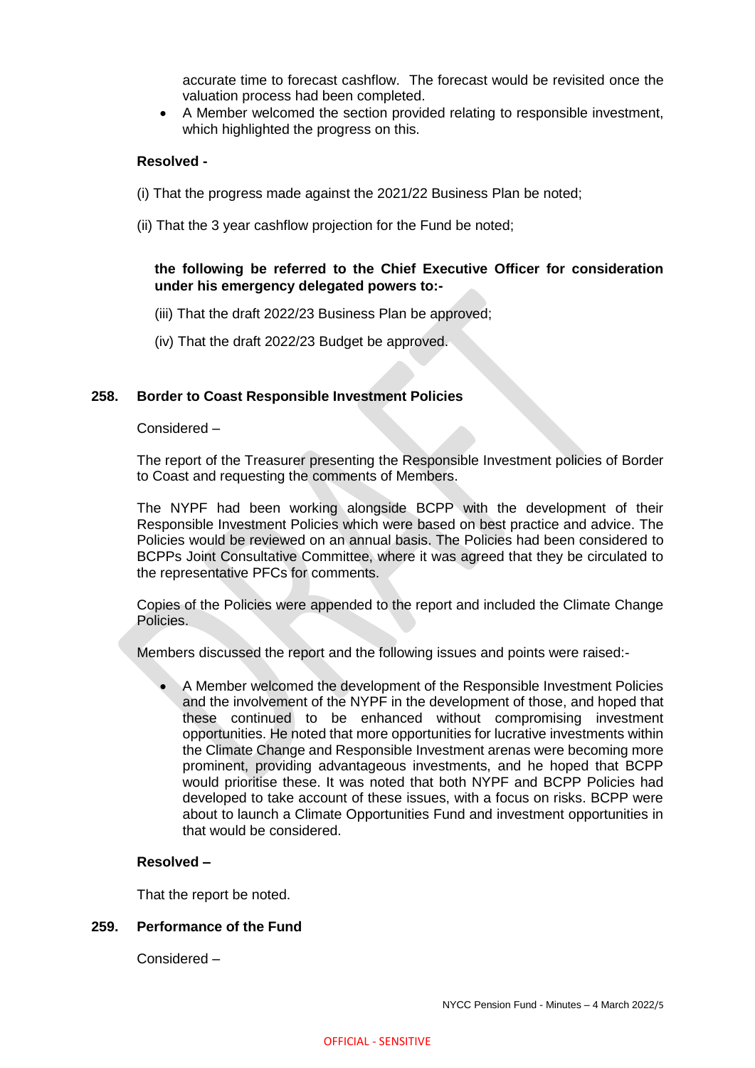accurate time to forecast cashflow. The forecast would be revisited once the valuation process had been completed.

- A Member welcomed the section provided relating to responsible investment, which highlighted the progress on this.

**Resolved -**

(i) That the progress made against the 2021/22 Business Plan be noted;

(ii) That the 3 year cashflow projection for the Fund be noted;

**the following be referred to the Chief Executive Officer for consideration under his emergency delegated powers to:-**

(iii) That the draft 2022/23 Business Plan be approved;

(iv) That the draft 2022/23 Budget be approved.

**258. Border to Coast Responsible Investment Policies**

Considered –

The report of the Treasurer presenting the Responsible Investment policies of Border to Coast and requesting the comments of Members.

The NYPF had been working alongside BCPP with the development of their Responsible Investment Policies which were based on best practice and advice. The Policies would be reviewed on an annual basis. The Policies had been considered to BCPPs Joint Consultative Committee, where it was agreed that they be circulated to the representative PFCs for comments.

Copies of the Policies were appended to the report and included the Climate Change Policies.

Members discussed the report and the following issues and points were raised:-

- A Member welcomed the development of the Responsible Investment Policies and the involvement of the NYPF in the development of those, and hoped that these continued to be enhanced without compromising investment opportunities. He noted that more opportunities for lucrative investments within the Climate Change and Responsible Investment arenas were becoming more prominent, providing advantageous investments, and he hoped that BCPP would prioritise these. It was noted that both NYPF and BCPP Policies had developed to take account of these issues, with a focus on risks. BCPP were about to launch a Climate Opportunities Fund and investment opportunities in that would be considered.

**Resolved –**

That the report be noted.

**259. Performance of the Fund**

Considered –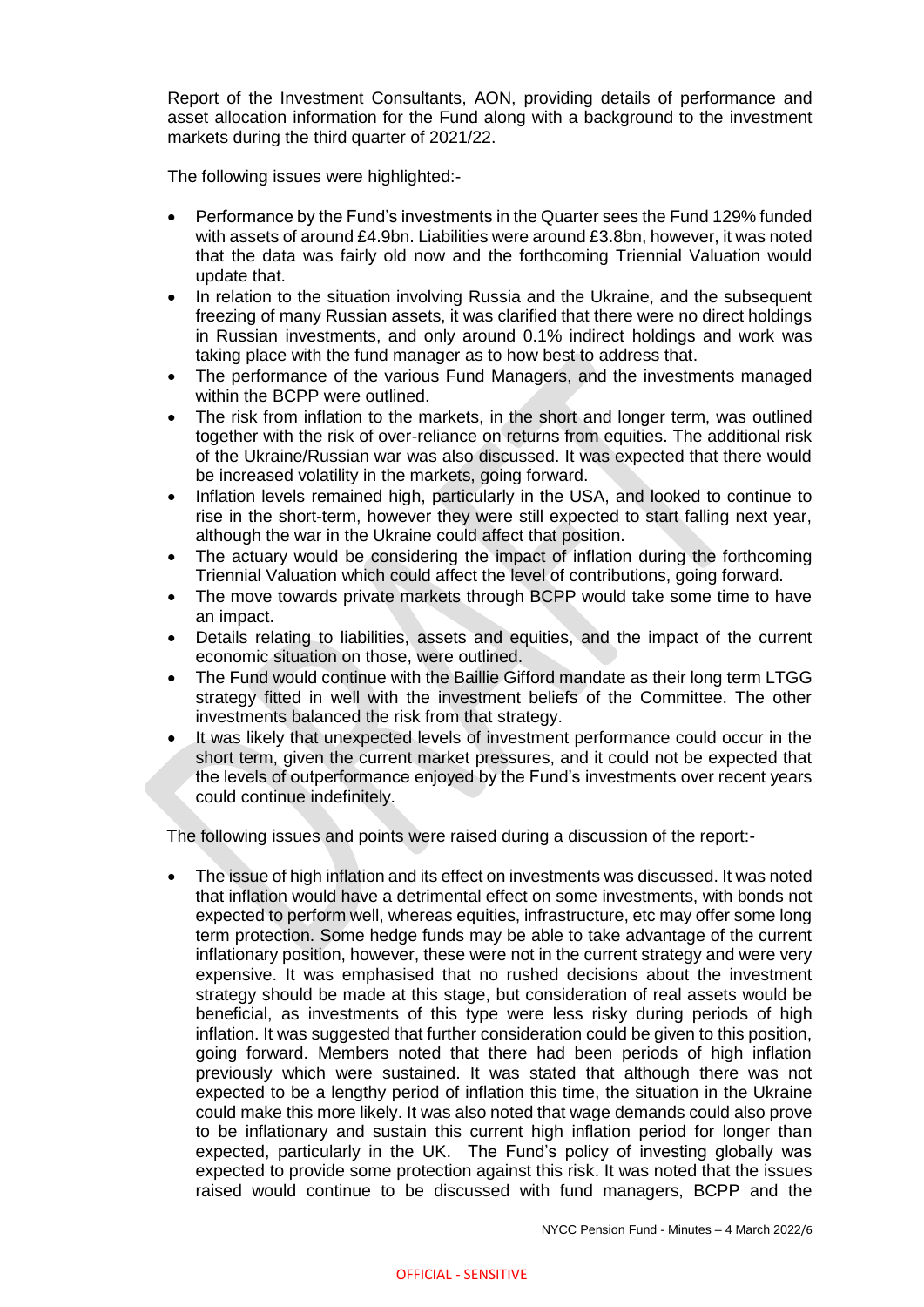Report of the Investment Consultants, AON, providing details of performance and asset allocation information for the Fund along with a background to the investment markets during the third quarter of 2021/22.

The following issues were highlighted:-

- Performance by the Fund's investments in the Quarter sees the Fund 129% funded with assets of around £4.9bn. Liabilities were around £3.8bn, however, it was noted that the data was fairly old now and the forthcoming Triennial Valuation would update that.
- In relation to the situation involving Russia and the Ukraine, and the subsequent freezing of many Russian assets, it was clarified that there were no direct holdings in Russian investments, and only around 0.1% indirect holdings and work was taking place with the fund manager as to how best to address that.
- The performance of the various Fund Managers, and the investments managed within the BCPP were outlined.
- The risk from inflation to the markets, in the short and longer term, was outlined together with the risk of over-reliance on returns from equities. The additional risk of the Ukraine/Russian war was also discussed. It was expected that there would be increased volatility in the markets, going forward.
- Inflation levels remained high, particularly in the USA, and looked to continue to rise in the short-term, however they were still expected to start falling next year, although the war in the Ukraine could affect that position.
- The actuary would be considering the impact of inflation during the forthcoming Triennial Valuation which could affect the level of contributions, going forward.
- The move towards private markets through BCPP would take some time to have an impact.
- Details relating to liabilities, assets and equities, and the impact of the current economic situation on those, were outlined.
- The Fund would continue with the Baillie Gifford mandate as their long term LTGG strategy fitted in well with the investment beliefs of the Committee. The other investments balanced the risk from that strategy.
- It was likely that unexpected levels of investment performance could occur in the short term, given the current market pressures, and it could not be expected that the levels of outperformance enjoyed by the Fund's investments over recent years could continue indefinitely.

The following issues and points were raised during a discussion of the report:-

- The issue of high inflation and its effect on investments was discussed. It was noted that inflation would have a detrimental effect on some investments, with bonds not expected to perform well, whereas equities, infrastructure, etc may offer some long term protection. Some hedge funds may be able to take advantage of the current inflationary position, however, these were not in the current strategy and were very expensive. It was emphasised that no rushed decisions about the investment strategy should be made at this stage, but consideration of real assets would be beneficial, as investments of this type were less risky during periods of high inflation. It was suggested that further consideration could be given to this position, going forward. Members noted that there had been periods of high inflation previously which were sustained. It was stated that although there was not expected to be a lengthy period of inflation this time, the situation in the Ukraine could make this more likely. It was also noted that wage demands could also prove to be inflationary and sustain this current high inflation period for longer than expected, particularly in the UK. The Fund's policy of investing globally was expected to provide some protection against this risk. It was noted that the issues raised would continue to be discussed with fund managers, BCPP and the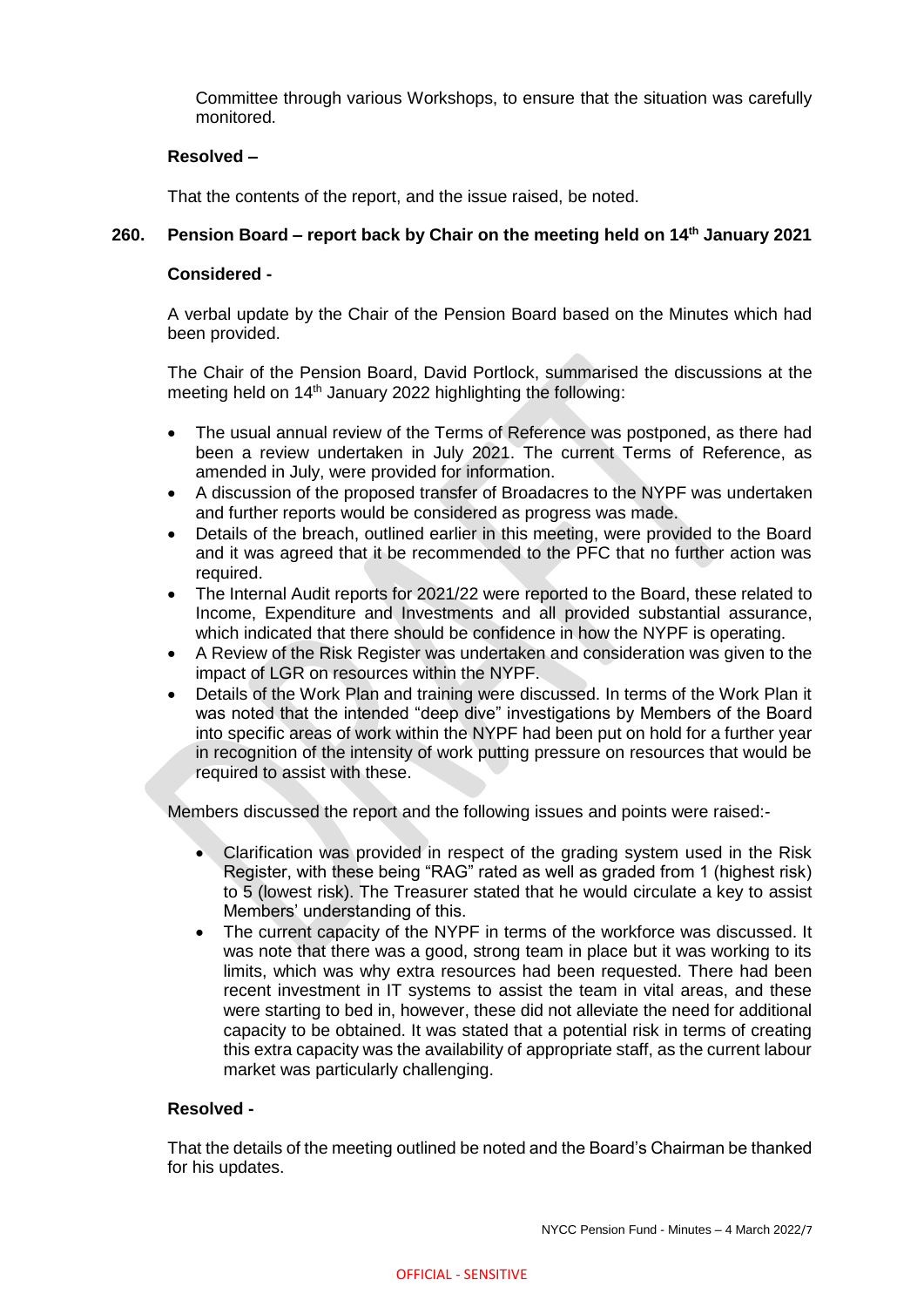Committee through various Workshops, to ensure that the situation was carefully monitored.

**Resolved –**

That the contents of the report, and the issue raised, be noted.

## 260. Pension Board – report back by Chair on the meeting held on 14th January 2021

**Considered -**

A verbal update by the Chair of the Pension Board based on the Minutes which had been provided.

The Chair of the Pension Board, David Portlock, summarised the discussions at the meeting held on 14th January 2022 highlighting the following:

- The usual annual review of the Terms of Reference was postponed, as there had been a review undertaken in July 2021. The current Terms of Reference, as amended in July, were provided for information.
- A discussion of the proposed transfer of Broadacres to the NYPF was undertaken and further reports would be considered as progress was made.
- Details of the breach, outlined earlier in this meeting, were provided to the Board and it was agreed that it be recommended to the PFC that no further action was required.
- The Internal Audit reports for 2021/22 were reported to the Board, these related to Income, Expenditure and Investments and all provided substantial assurance, which indicated that there should be confidence in how the NYPF is operating.
- A Review of the Risk Register was undertaken and consideration was given to the impact of LGR on resources within the NYPF.
- Details of the Work Plan and training were discussed. In terms of the Work Plan it was noted that the intended "deep dive" investigations by Members of the Board into specific areas of work within the NYPF had been put on hold for a further year in recognition of the intensity of work putting pressure on resources that would be required to assist with these.

Members discussed the report and the following issues and points were raised:-

- Clarification was provided in respect of the grading system used in the Risk Register, with these being "RAG" rated as well as graded from 1 (highest risk) to 5 (lowest risk). The Treasurer stated that he would circulate a key to assist Members' understanding of this.
- The current capacity of the NYPF in terms of the workforce was discussed. It was note that there was a good, strong team in place but it was working to its limits, which was why extra resources had been requested. There had been recent investment in IT systems to assist the team in vital areas, and these were starting to bed in, however, these did not alleviate the need for additional capacity to be obtained. It was stated that a potential risk in terms of creating this extra capacity was the availability of appropriate staff, as the current labour market was particularly challenging.

**Resolved -**

That the details of the meeting outlined be noted and the Board's Chairman be thanked for his updates.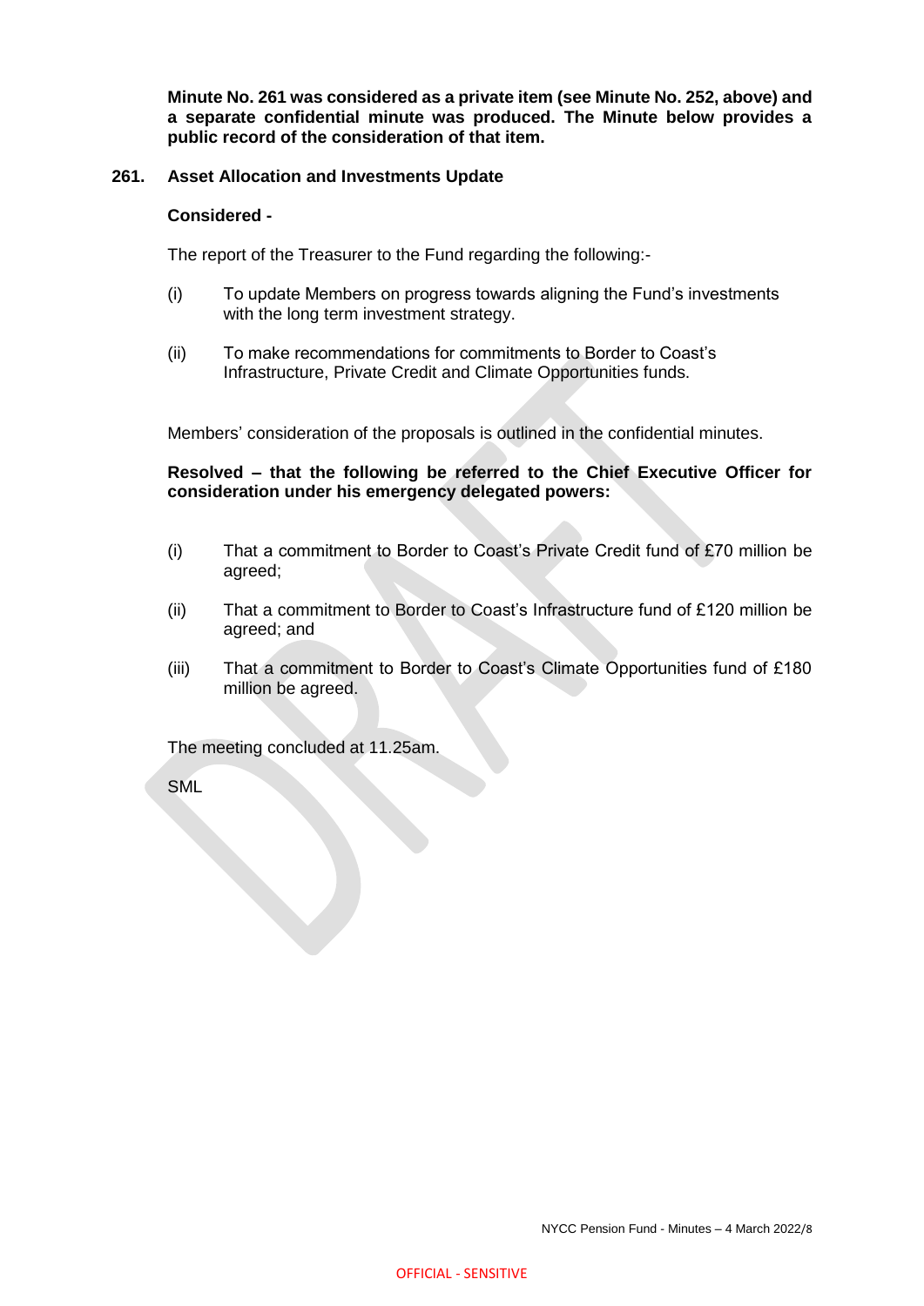**Minute No. 261 was considered as a private item (see Minute No. 252, above) and a separate confidential minute was produced. The Minute below provides a public record of the consideration of that item.**

**261. Asset Allocation and Investments Update**

**Considered -**

The report of the Treasurer to the Fund regarding the following:-

(i) To update Members on progress towards aligning the Fund's investments with the long term investment strategy.

(ii) To make recommendations for commitments to Border to Coast's Infrastructure, Private Credit and Climate Opportunities funds.

Members' consideration of the proposals is outlined in the confidential minutes.

**Resolved – that the following be referred to the Chief Executive Officer for consideration under his emergency delegated powers:**

(i) That a commitment to Border to Coast's Private Credit fund of £70 million be agreed;

(ii) That a commitment to Border to Coast's Infrastructure fund of £120 million be agreed; and

(iii) That a commitment to Border to Coast's Climate Opportunities fund of £180 million be agreed.

The meeting concluded at 11.25am.

SML

OFFICIAL - SENSITIVE